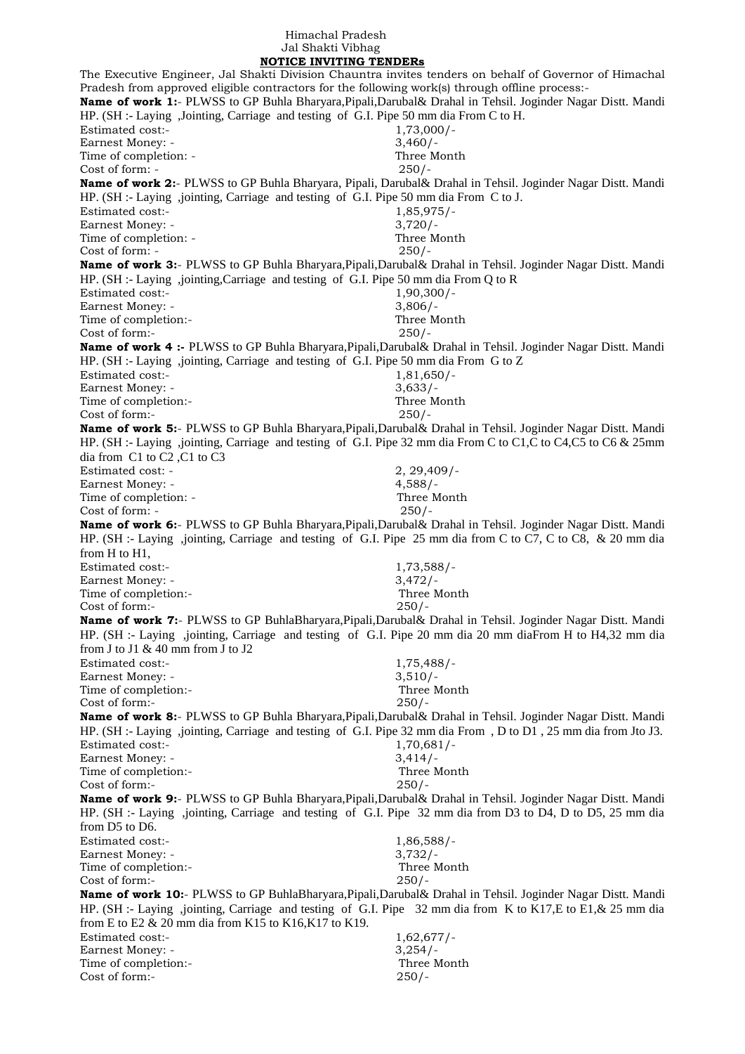Himachal Pradesh
Jal Shakti Vibhag

**NOTICE INVITING TENDERs**

The Executive Engineer, Jal Shakti Division Chauntra invites tenders on behalf of Governor of Himachal Pradesh from approved eligible contractors for the following work(s) through offline process:-

**Name of work 1:**- PLWSS to GP Buhla Bharyara,Pipali,Darubal& Drahal in Tehsil. Joginder Nagar Distt. Mandi HP. (SH :- Laying ,Jointing, Carriage and testing of G.I. Pipe 50 mm dia From C to H.

| | |
|---|---|
| Estimated cost:- | 1,73,000/- |
| Earnest Money: - | 3,460/- |
| Time of completion: - | Three Month |
| Cost of form: - | 250/- |

**Name of work 2:**- PLWSS to GP Buhla Bharyara, Pipali, Darubal& Drahal in Tehsil. Joginder Nagar Distt. Mandi HP. (SH :- Laying ,jointing, Carriage and testing of G.I. Pipe 50 mm dia From C to J.

| | |
|---|---|
| Estimated cost:- | 1,85,975/- |
| Earnest Money: - | 3,720/- |
| Time of completion: - | Three Month |
| Cost of form: - | 250/- |

**Name of work 3:**- PLWSS to GP Buhla Bharyara,Pipali,Darubal& Drahal in Tehsil. Joginder Nagar Distt. Mandi HP. (SH :- Laying ,jointing,Carriage and testing of G.I. Pipe 50 mm dia From Q to R

| | |
|---|---|
| Estimated cost:- | 1,90,300/- |
| Earnest Money: - | 3,806/- |
| Time of completion:- | Three Month |
| Cost of form:- | 250/- |

**Name of work 4 :-** PLWSS to GP Buhla Bharyara,Pipali,Darubal& Drahal in Tehsil. Joginder Nagar Distt. Mandi HP. (SH :- Laying ,jointing, Carriage and testing of G.I. Pipe 50 mm dia From G to Z

| | |
|---|---|
| Estimated cost:- | 1,81,650/- |
| Earnest Money: - | 3,633/- |
| Time of completion:- | Three Month |
| Cost of form:- | 250/- |

**Name of work 5:**- PLWSS to GP Buhla Bharyara,Pipali,Darubal& Drahal in Tehsil. Joginder Nagar Distt. Mandi HP. (SH :- Laying ,jointing, Carriage and testing of G.I. Pipe 32 mm dia From C to C1,C to C4,C5 to C6 & 25mm dia from C1 to C2 ,C1 to C3

| | |
|---|---|
| Estimated cost: - | 2, 29,409/- |
| Earnest Money: - | 4,588/- |
| Time of completion: - | Three Month |
| Cost of form: - | 250/- |

**Name of work 6:**- PLWSS to GP Buhla Bharyara,Pipali,Darubal& Drahal in Tehsil. Joginder Nagar Distt. Mandi HP. (SH :- Laying ,jointing, Carriage and testing of G.I. Pipe 25 mm dia from C to C7, C to C8, & 20 mm dia from H to H1,

| | |
|---|---|
| Estimated cost:- | 1,73,588/- |
| Earnest Money: - | 3,472/- |
| Time of completion:- | Three Month |
| Cost of form:- | 250/- |

**Name of work 7:**- PLWSS to GP BuhlaBharyara,Pipali,Darubal& Drahal in Tehsil. Joginder Nagar Distt. Mandi HP. (SH :- Laying ,jointing, Carriage and testing of G.I. Pipe 20 mm dia 20 mm diaFrom H to H4,32 mm dia from J to J1 & 40 mm from J to J2

| | |
|---|---|
| Estimated cost:- | 1,75,488/- |
| Earnest Money: - | 3,510/- |
| Time of completion:- | Three Month |
| Cost of form:- | 250/- |

**Name of work 8:**- PLWSS to GP Buhla Bharyara,Pipali,Darubal& Drahal in Tehsil. Joginder Nagar Distt. Mandi HP. (SH :- Laying ,jointing, Carriage and testing of G.I. Pipe 32 mm dia From , D to D1 , 25 mm dia from Jto J3.

| | |
|---|---|
| Estimated cost:- | 1,70,681/- |
| Earnest Money: - | 3,414/- |
| Time of completion:- | Three Month |
| Cost of form:- | 250/- |

**Name of work 9:**- PLWSS to GP Buhla Bharyara,Pipali,Darubal& Drahal in Tehsil. Joginder Nagar Distt. Mandi HP. (SH :- Laying ,jointing, Carriage and testing of G.I. Pipe 32 mm dia from D3 to D4, D to D5, 25 mm dia from D5 to D6.

| | |
|---|---|
| Estimated cost:- | 1,86,588/- |
| Earnest Money: - | 3,732/- |
| Time of completion:- | Three Month |
| Cost of form:- | 250/- |

**Name of work 10:**- PLWSS to GP BuhlaBharyara,Pipali,Darubal& Drahal in Tehsil. Joginder Nagar Distt. Mandi HP. (SH :- Laying ,jointing, Carriage and testing of G.I. Pipe 32 mm dia from K to K17,E to E1,& 25 mm dia from E to E2 & 20 mm dia from K15 to K16,K17 to K19.

| | |
|---|---|
| Estimated cost:- | 1,62,677/- |
| Earnest Money: - | 3,254/- |
| Time of completion:- | Three Month |
| Cost of form:- | 250/- |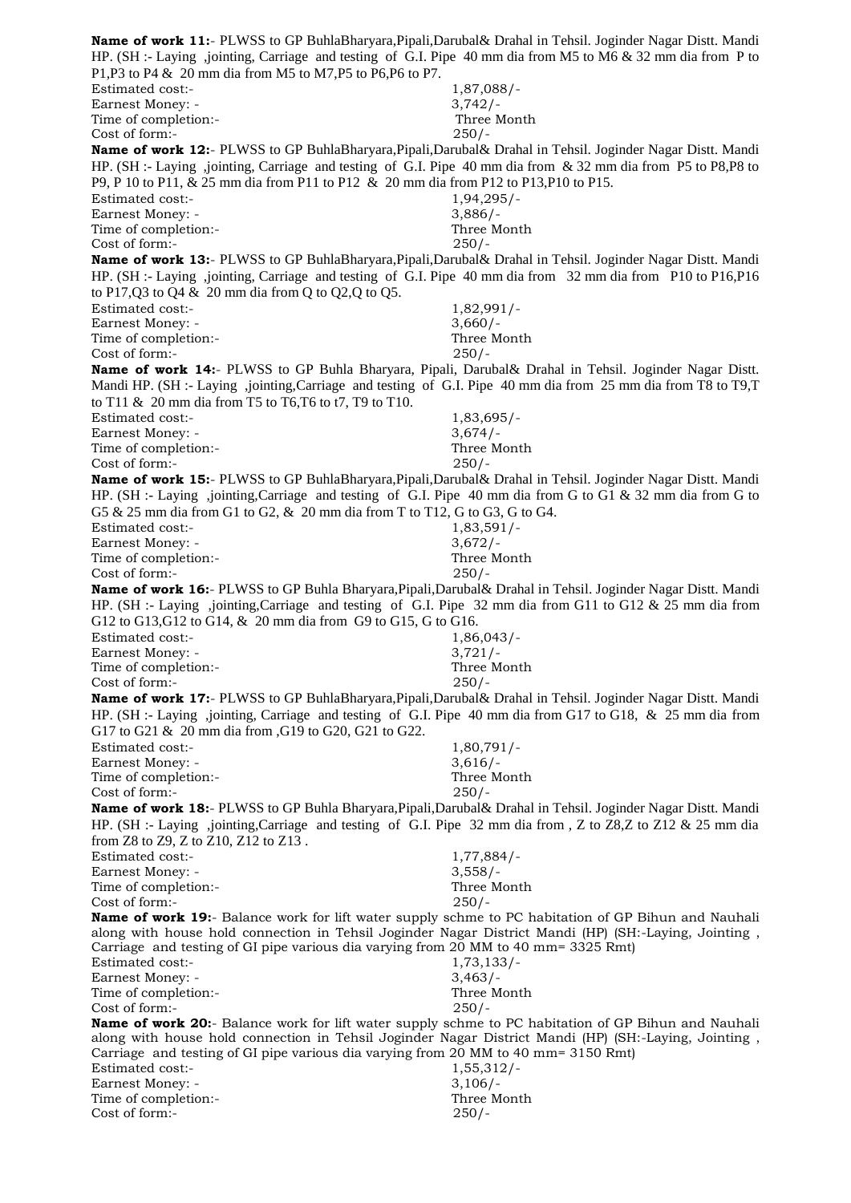**Name of work 11:**- PLWSS to GP BuhlaBharyara,Pipali,Darubal& Drahal in Tehsil. Joginder Nagar Distt. Mandi HP. (SH :- Laying ,jointing, Carriage and testing of G.I. Pipe 40 mm dia from M5 to M6 & 32 mm dia from P to P1,P3 to P4 & 20 mm dia from M5 to M7,P5 to P6,P6 to P7.

| | |
|---|---|
| Estimated cost:- | 1,87,088/- |
| Earnest Money: - | 3,742/- |
| Time of completion:- | Three Month |
| Cost of form:- | 250/- |

**Name of work 12:**- PLWSS to GP BuhlaBharyara,Pipali,Darubal& Drahal in Tehsil. Joginder Nagar Distt. Mandi HP. (SH :- Laying ,jointing, Carriage and testing of G.I. Pipe 40 mm dia from & 32 mm dia from P5 to P8,P8 to P9, P 10 to P11, & 25 mm dia from P11 to P12 & 20 mm dia from P12 to P13,P10 to P15.

| | |
|---|---|
| Estimated cost:- | 1,94,295/- |
| Earnest Money: - | 3,886/- |
| Time of completion:- | Three Month |
| Cost of form:- | 250/- |

**Name of work 13:**- PLWSS to GP BuhlaBharyara,Pipali,Darubal& Drahal in Tehsil. Joginder Nagar Distt. Mandi HP. (SH :- Laying ,jointing, Carriage and testing of G.I. Pipe 40 mm dia from 32 mm dia from P10 to P16,P16 to P17,Q3 to Q4 & 20 mm dia from Q to Q2,Q to Q5.

| | |
|---|---|
| Estimated cost:- | 1,82,991/- |
| Earnest Money: - | 3,660/- |
| Time of completion:- | Three Month |
| Cost of form:- | 250/- |

**Name of work 14:**- PLWSS to GP Buhla Bharyara, Pipali, Darubal& Drahal in Tehsil. Joginder Nagar Distt. Mandi HP. (SH :- Laying ,jointing,Carriage and testing of G.I. Pipe 40 mm dia from 25 mm dia from T8 to T9,T to T11 & 20 mm dia from T5 to T6,T6 to t7, T9 to T10.

| | |
|---|---|
| Estimated cost:- | 1,83,695/- |
| Earnest Money: - | 3,674/- |
| Time of completion:- | Three Month |
| Cost of form:- | 250/- |

**Name of work 15:**- PLWSS to GP BuhlaBharyara,Pipali,Darubal& Drahal in Tehsil. Joginder Nagar Distt. Mandi HP. (SH :- Laying ,jointing,Carriage and testing of G.I. Pipe 40 mm dia from G to G1 & 32 mm dia from G to G5 & 25 mm dia from G1 to G2, & 20 mm dia from T to T12, G to G3, G to G4.

| | |
|---|---|
| Estimated cost:- | 1,83,591/- |
| Earnest Money: - | 3,672/- |
| Time of completion:- | Three Month |
| Cost of form:- | 250/- |

**Name of work 16:**- PLWSS to GP Buhla Bharyara,Pipali,Darubal& Drahal in Tehsil. Joginder Nagar Distt. Mandi HP. (SH :- Laying ,jointing,Carriage and testing of G.I. Pipe 32 mm dia from G11 to G12 & 25 mm dia from G12 to G13,G12 to G14, & 20 mm dia from G9 to G15, G to G16.

| | |
|---|---|
| Estimated cost:- | 1,86,043/- |
| Earnest Money: - | 3,721/- |
| Time of completion:- | Three Month |
| Cost of form:- | 250/- |

**Name of work 17:**- PLWSS to GP BuhlaBharyara,Pipali,Darubal& Drahal in Tehsil. Joginder Nagar Distt. Mandi HP. (SH :- Laying ,jointing, Carriage and testing of G.I. Pipe 40 mm dia from G17 to G18, & 25 mm dia from G17 to G21 & 20 mm dia from ,G19 to G20, G21 to G22.

| | |
|---|---|
| Estimated cost:- | 1,80,791/- |
| Earnest Money: - | 3,616/- |
| Time of completion:- | Three Month |
| Cost of form:- | 250/- |

**Name of work 18:**- PLWSS to GP Buhla Bharyara,Pipali,Darubal& Drahal in Tehsil. Joginder Nagar Distt. Mandi HP. (SH :- Laying ,jointing,Carriage and testing of G.I. Pipe 32 mm dia from , Z to Z8,Z to Z12 & 25 mm dia from Z8 to Z9, Z to Z10, Z12 to Z13 .

| | |
|---|---|
| Estimated cost:- | 1,77,884/- |
| Earnest Money: - | 3,558/- |
| Time of completion:- | Three Month |
| Cost of form:- | 250/- |

**Name of work 19:**- Balance work for lift water supply schme to PC habitation of GP Bihun and Nauhali along with house hold connection in Tehsil Joginder Nagar District Mandi (HP) (SH:-Laying, Jointing , Carriage and testing of GI pipe various dia varying from 20 MM to 40 mm= 3325 Rmt)

| | |
|---|---|
| Estimated cost:- | 1,73,133/- |
| Earnest Money: - | 3,463/- |
| Time of completion:- | Three Month |
| Cost of form:- | 250/- |

**Name of work 20:**- Balance work for lift water supply schme to PC habitation of GP Bihun and Nauhali along with house hold connection in Tehsil Joginder Nagar District Mandi (HP) (SH:-Laying, Jointing , Carriage and testing of GI pipe various dia varying from 20 MM to 40 mm= 3150 Rmt)

| | |
|---|---|
| Estimated cost:- | 1,55,312/- |
| Earnest Money: - | 3,106/- |
| Time of completion:- | Three Month |
| Cost of form:- | 250/- |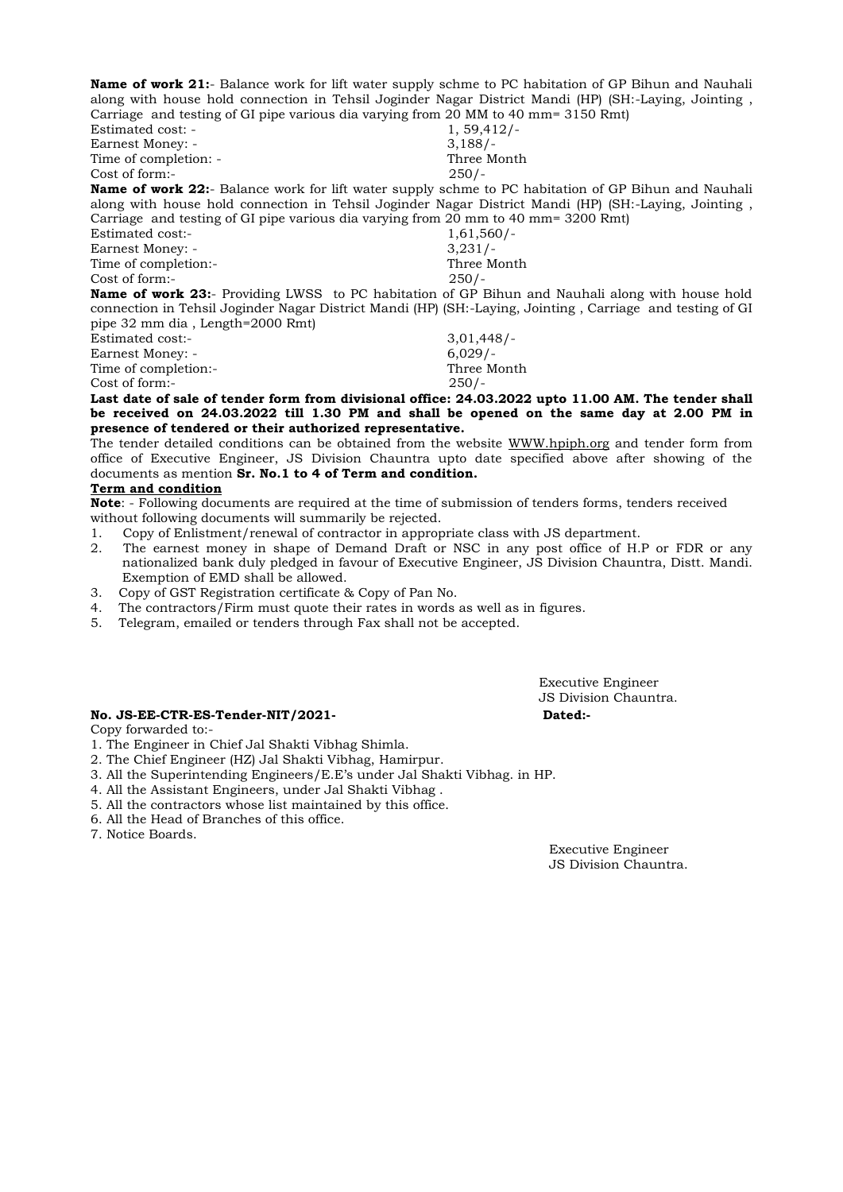**Name of work 21:**- Balance work for lift water supply schme to PC habitation of GP Bihun and Nauhali along with house hold connection in Tehsil Joginder Nagar District Mandi (HP) (SH:-Laying, Jointing , Carriage and testing of GI pipe various dia varying from 20 MM to 40 mm= 3150 Rmt)

| | |
|---|---|
| Estimated cost: - | 1, 59,412/- |
| Earnest Money: - | 3,188/- |
| Time of completion: - | Three Month |
| Cost of form:- | 250/- |

**Name of work 22:**- Balance work for lift water supply schme to PC habitation of GP Bihun and Nauhali along with house hold connection in Tehsil Joginder Nagar District Mandi (HP) (SH:-Laying, Jointing , Carriage and testing of GI pipe various dia varying from 20 mm to 40 mm= 3200 Rmt)

| | |
|---|---|
| Estimated cost:- | 1,61,560/- |
| Earnest Money: - | 3,231/- |
| Time of completion:- | Three Month |
| Cost of form:- | 250/- |

**Name of work 23:**- Providing LWSS to PC habitation of GP Bihun and Nauhali along with house hold connection in Tehsil Joginder Nagar District Mandi (HP) (SH:-Laying, Jointing , Carriage and testing of GI pipe 32 mm dia , Length=2000 Rmt)

| | |
|---|---|
| Estimated cost:- | 3,01,448/- |
| Earnest Money: - | 6,029/- |
| Time of completion:- | Three Month |
| Cost of form:- | 250/- |

**Last date of sale of tender form from divisional office: 24.03.2022 upto 11.00 AM. The tender shall be received on 24.03.2022 till 1.30 PM and shall be opened on the same day at 2.00 PM in presence of tendered or their authorized representative.**

The tender detailed conditions can be obtained from the website WWW.hpiph.org and tender form from office of Executive Engineer, JS Division Chauntra upto date specified above after showing of the documents as mention **Sr. No.1 to 4 of Term and condition.**

**Term and condition**

**Note**: - Following documents are required at the time of submission of tenders forms, tenders received without following documents will summarily be rejected.

1. Copy of Enlistment/renewal of contractor in appropriate class with JS department.
2. The earnest money in shape of Demand Draft or NSC in any post office of H.P or FDR or any nationalized bank duly pledged in favour of Executive Engineer, JS Division Chauntra, Distt. Mandi. Exemption of EMD shall be allowed.
3. Copy of GST Registration certificate & Copy of Pan No.
4. The contractors/Firm must quote their rates in words as well as in figures.
5. Telegram, emailed or tenders through Fax shall not be accepted.

Executive Engineer
JS Division Chauntra.

**No. JS-EE-CTR-ES-Tender-NIT/2021-** **Dated:-**

Copy forwarded to:-

1. The Engineer in Chief Jal Shakti Vibhag Shimla.
2. The Chief Engineer (HZ) Jal Shakti Vibhag, Hamirpur.
3. All the Superintending Engineers/E.E's under Jal Shakti Vibhag. in HP.
4. All the Assistant Engineers, under Jal Shakti Vibhag .
5. All the contractors whose list maintained by this office.
6. All the Head of Branches of this office.
7. Notice Boards.

Executive Engineer
JS Division Chauntra.